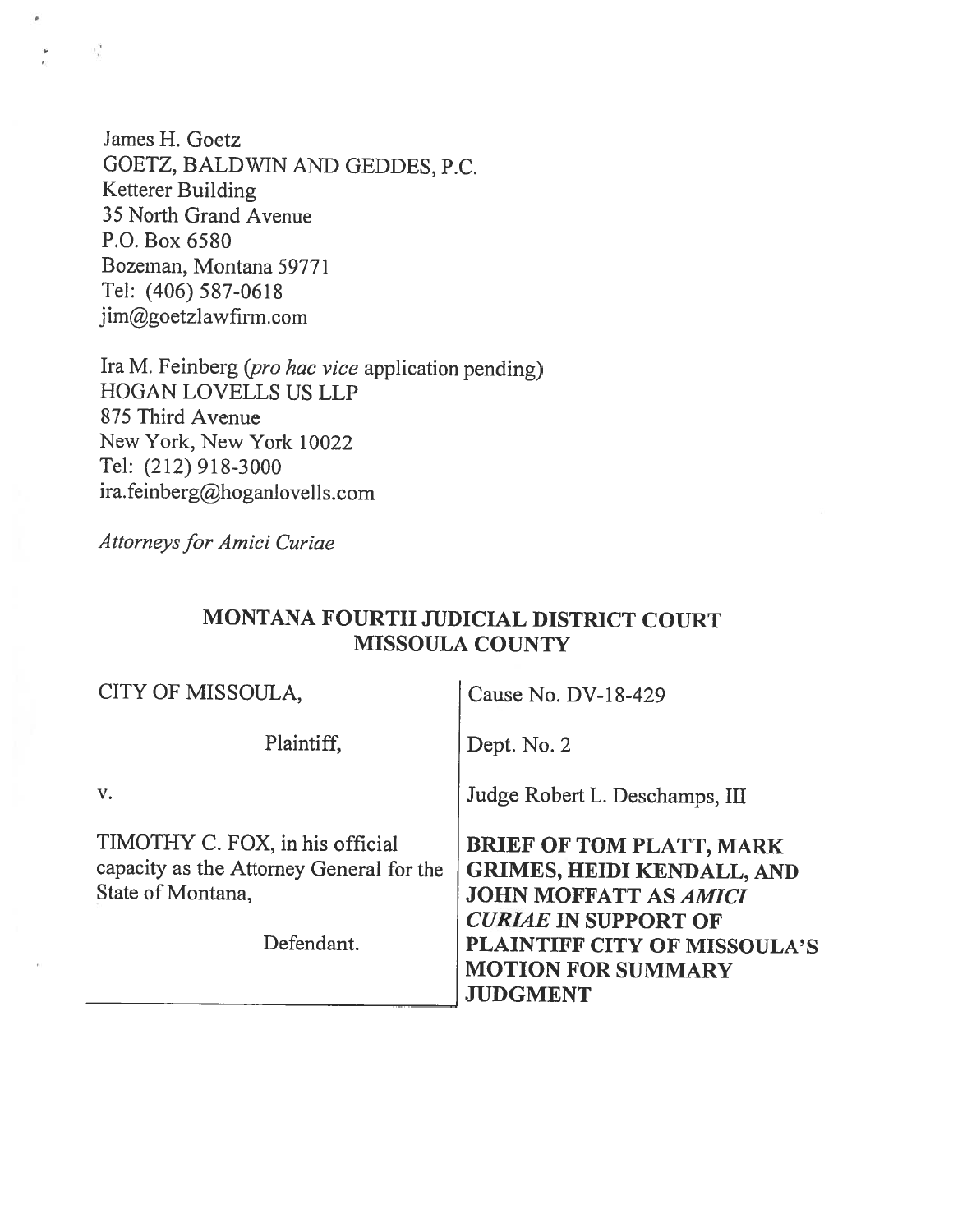James H. Goetz
GOETZ, BALDWIN AND GEDDES, P.C.
Ketterer Building
35 North Grand Avenue
P.O. Box 6580
Bozeman, Montana 59771
Tel: (406) 587-0618
jim@goetzlawfirm.com

Ira M. Feinberg (*pro hac vice* application pending)
HOGAN LOVELLS US LLP
875 Third Avenue
New York, New York 10022
Tel: (212) 918-3000
ira.feinberg@hoganlovells.com

*Attorneys for Amici Curiae*

**MONTANA FOURTH JUDICIAL DISTRICT COURT**
**MISSOULA COUNTY**

| | |
|---|---|
| CITY OF MISSOULA,<br><br>Plaintiff,<br><br>v.<br><br>TIMOTHY C. FOX, in his official capacity as the Attorney General for the State of Montana,<br><br>Defendant. | Cause No. DV-18-429<br><br>Dept. No. 2<br><br>Judge Robert L. Deschamps, III<br><br>**BRIEF OF TOM PLATT, MARK GRIMES, HEIDI KENDALL, AND JOHN MOFFATT AS *AMICI CURIAE* IN SUPPORT OF PLAINTIFF CITY OF MISSOULA'S MOTION FOR SUMMARY JUDGMENT** |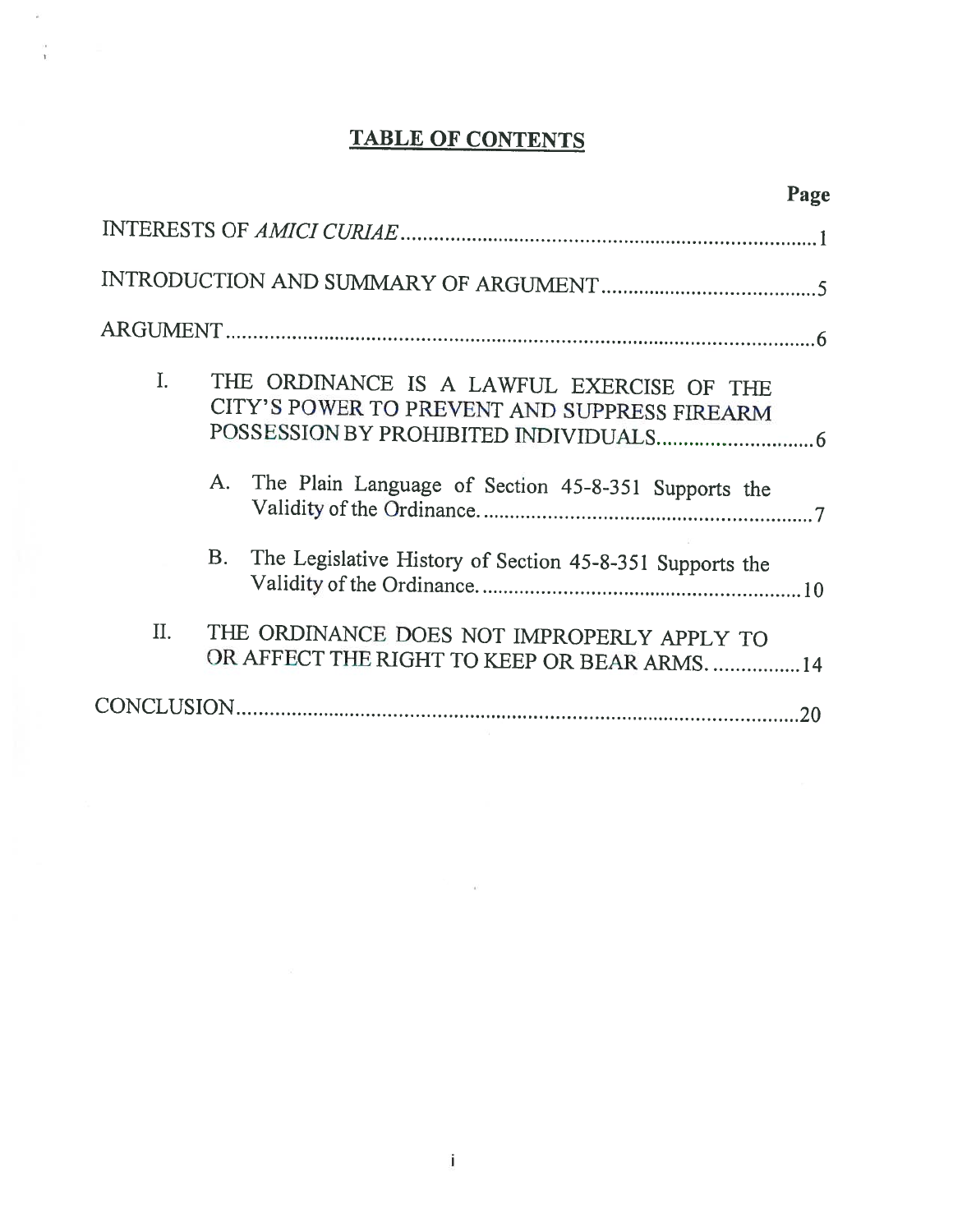# TABLE OF CONTENTS

| | Page |
|---|---|
| INTERESTS OF *AMICI CURIAE* | 1 |
| INTRODUCTION AND SUMMARY OF ARGUMENT | 5 |
| ARGUMENT | 6 |
| I. THE ORDINANCE IS A LAWFUL EXERCISE OF THE CITY'S POWER TO PREVENT AND SUPPRESS FIREARM POSSESSION BY PROHIBITED INDIVIDUALS | 6 |
| A. The Plain Language of Section 45-8-351 Supports the Validity of the Ordinance. | 7 |
| B. The Legislative History of Section 45-8-351 Supports the Validity of the Ordinance. | 10 |
| II. THE ORDINANCE DOES NOT IMPROPERLY APPLY TO OR AFFECT THE RIGHT TO KEEP OR BEAR ARMS. | 14 |
| CONCLUSION | 20 |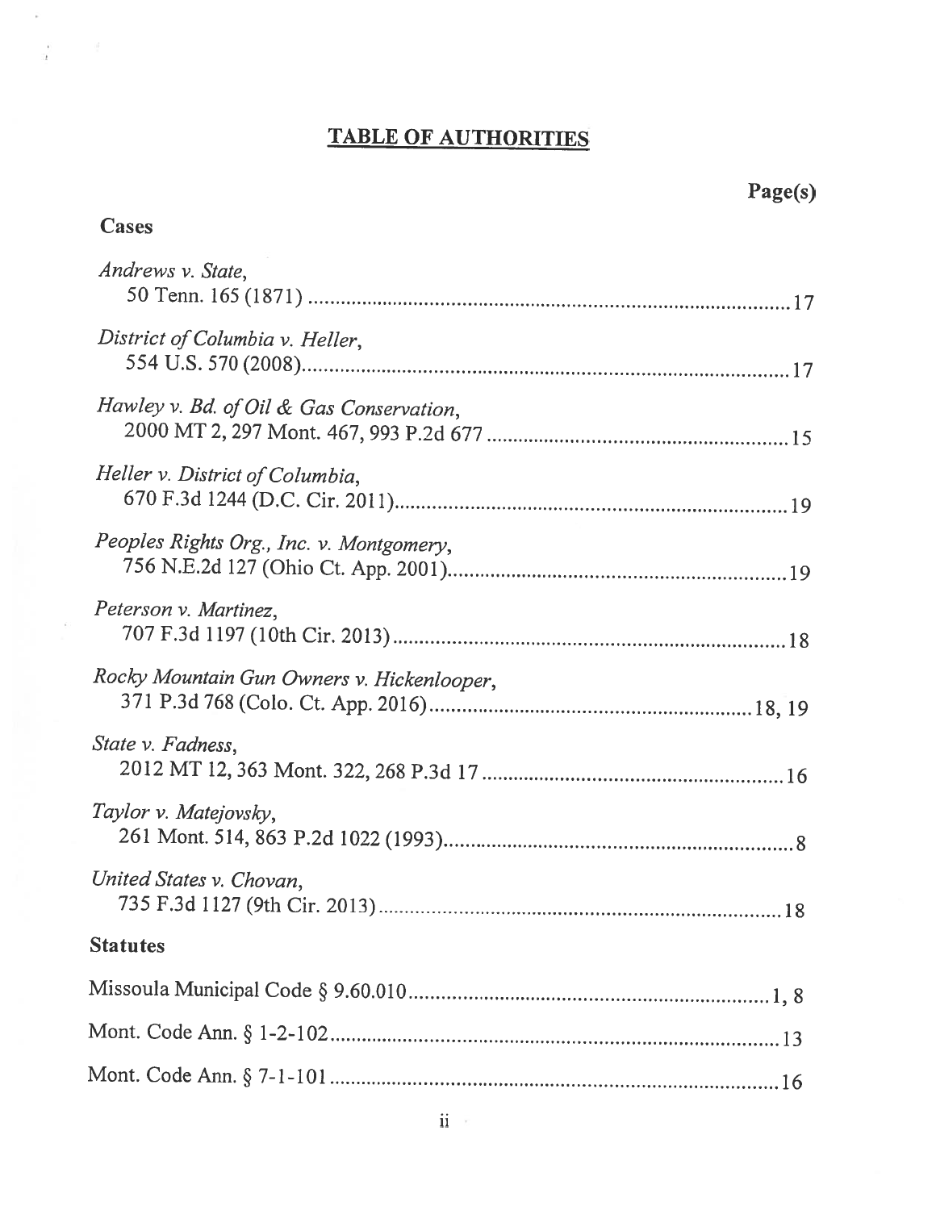# TABLE OF AUTHORITIES

| | Page(s) |
|---|---|
| **Cases** | |
| *Andrews v. State*, 50 Tenn. 165 (1871) | 17 |
| *District of Columbia v. Heller*, 554 U.S. 570 (2008) | 17 |
| *Hawley v. Bd. of Oil & Gas Conservation*, 2000 MT 2, 297 Mont. 467, 993 P.2d 677 | 15 |
| *Heller v. District of Columbia*, 670 F.3d 1244 (D.C. Cir. 2011) | 19 |
| *Peoples Rights Org., Inc. v. Montgomery*, 756 N.E.2d 127 (Ohio Ct. App. 2001) | 19 |
| *Peterson v. Martinez*, 707 F.3d 1197 (10th Cir. 2013) | 18 |
| *Rocky Mountain Gun Owners v. Hickenlooper*, 371 P.3d 768 (Colo. Ct. App. 2016) | 18, 19 |
| *State v. Fadness*, 2012 MT 12, 363 Mont. 322, 268 P.3d 17 | 16 |
| *Taylor v. Matejovsky*, 261 Mont. 514, 863 P.2d 1022 (1993) | 8 |
| *United States v. Chovan*, 735 F.3d 1127 (9th Cir. 2013) | 18 |
| **Statutes** | |
| Missoula Municipal Code § 9.60.010 | 1, 8 |
| Mont. Code Ann. § 1-2-102 | 13 |
| Mont. Code Ann. § 7-1-101 | 16 |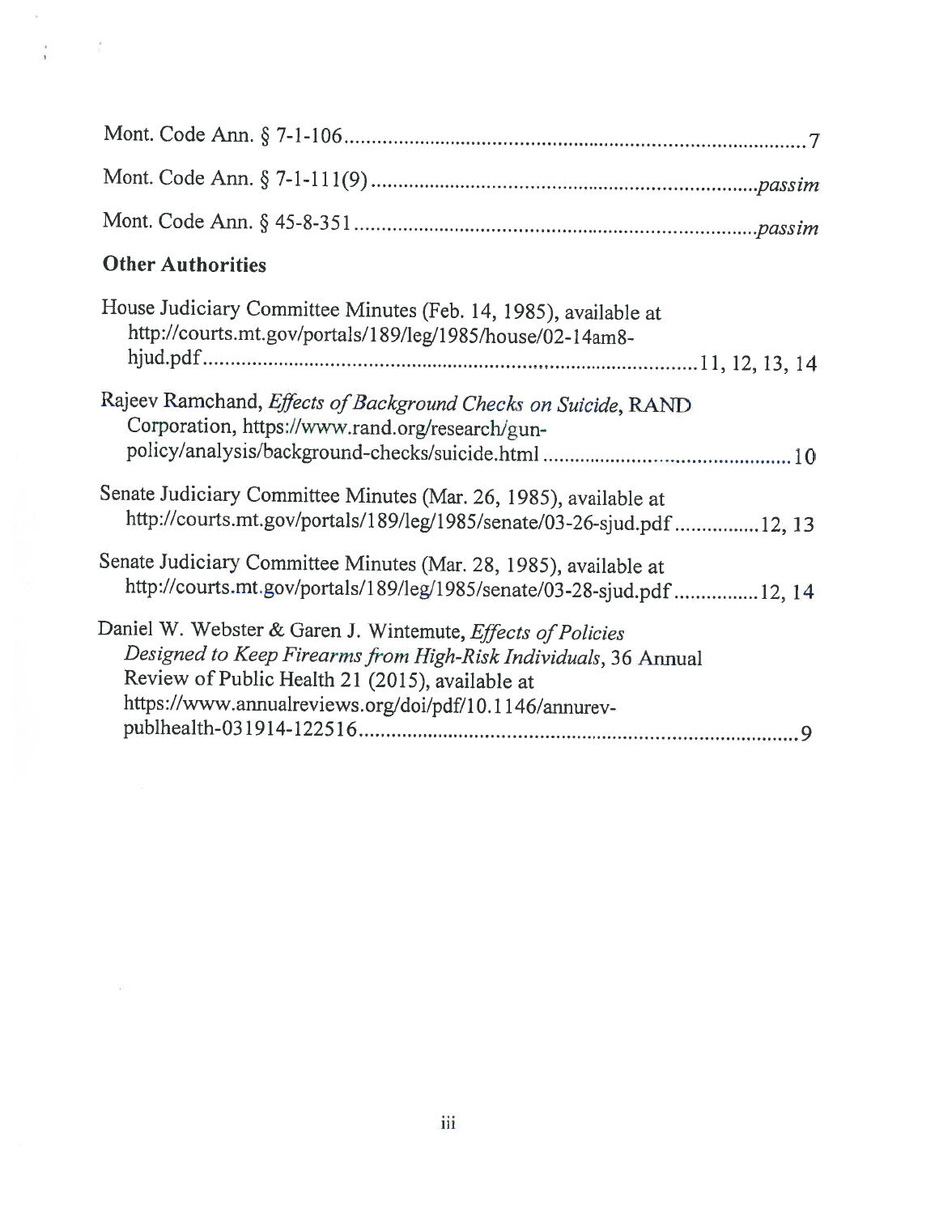Mont. Code Ann. § 7-1-106 .......................................................................................7

Mont. Code Ann. § 7-1-111(9) ........................................................................*passim*

Mont. Code Ann. § 45-8-351 ..........................................................................*passim*

**Other Authorities**

House Judiciary Committee Minutes (Feb. 14, 1985), available at http://courts.mt.gov/portals/189/leg/1985/house/02-14am8-hjud.pdf ..........................................................................................11, 12, 13, 14

Rajeev Ramchand, *Effects of Background Checks on Suicide*, RAND Corporation, https://www.rand.org/research/gun-policy/analysis/background-checks/suicide.html ..............................................10

Senate Judiciary Committee Minutes (Mar. 26, 1985), available at http://courts.mt.gov/portals/189/leg/1985/senate/03-26-sjud.pdf ................12, 13

Senate Judiciary Committee Minutes (Mar. 28, 1985), available at http://courts.mt.gov/portals/189/leg/1985/senate/03-28-sjud.pdf ................12, 14

Daniel W. Webster & Garen J. Wintemute, *Effects of Policies Designed to Keep Firearms from High-Risk Individuals*, 36 Annual Review of Public Health 21 (2015), available at https://www.annualreviews.org/doi/pdf/10.1146/annurev-publhealth-031914-122516..................................................................................9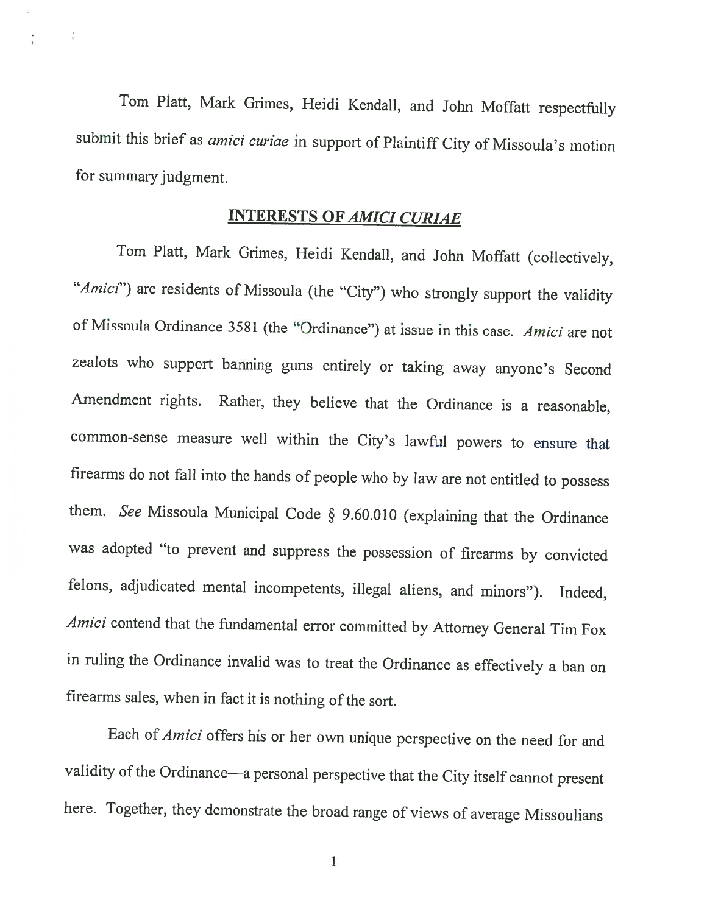Tom Platt, Mark Grimes, Heidi Kendall, and John Moffatt respectfully submit this brief as *amici curiae* in support of Plaintiff City of Missoula's motion for summary judgment.

## INTERESTS OF *AMICI CURIAE*

Tom Platt, Mark Grimes, Heidi Kendall, and John Moffatt (collectively, "*Amici*") are residents of Missoula (the "City") who strongly support the validity of Missoula Ordinance 3581 (the "Ordinance") at issue in this case. *Amici* are not zealots who support banning guns entirely or taking away anyone's Second Amendment rights. Rather, they believe that the Ordinance is a reasonable, common-sense measure well within the City's lawful powers to ensure that firearms do not fall into the hands of people who by law are not entitled to possess them. *See* Missoula Municipal Code § 9.60.010 (explaining that the Ordinance was adopted "to prevent and suppress the possession of firearms by convicted felons, adjudicated mental incompetents, illegal aliens, and minors"). Indeed, *Amici* contend that the fundamental error committed by Attorney General Tim Fox in ruling the Ordinance invalid was to treat the Ordinance as effectively a ban on firearms sales, when in fact it is nothing of the sort.

Each of *Amici* offers his or her own unique perspective on the need for and validity of the Ordinance—a personal perspective that the City itself cannot present here. Together, they demonstrate the broad range of views of average Missoulians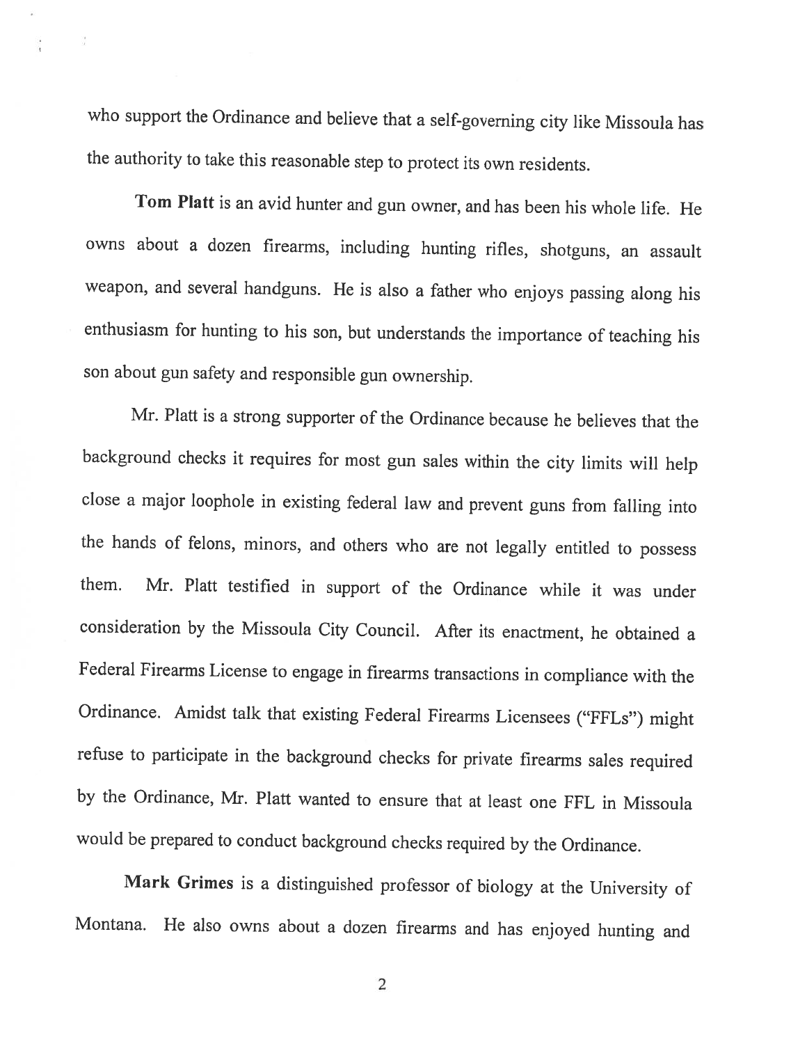who support the Ordinance and believe that a self-governing city like Missoula has the authority to take this reasonable step to protect its own residents.

**Tom Platt** is an avid hunter and gun owner, and has been his whole life. He owns about a dozen firearms, including hunting rifles, shotguns, an assault weapon, and several handguns. He is also a father who enjoys passing along his enthusiasm for hunting to his son, but understands the importance of teaching his son about gun safety and responsible gun ownership.

Mr. Platt is a strong supporter of the Ordinance because he believes that the background checks it requires for most gun sales within the city limits will help close a major loophole in existing federal law and prevent guns from falling into the hands of felons, minors, and others who are not legally entitled to possess them. Mr. Platt testified in support of the Ordinance while it was under consideration by the Missoula City Council. After its enactment, he obtained a Federal Firearms License to engage in firearms transactions in compliance with the Ordinance. Amidst talk that existing Federal Firearms Licensees ("FFLs") might refuse to participate in the background checks for private firearms sales required by the Ordinance, Mr. Platt wanted to ensure that at least one FFL in Missoula would be prepared to conduct background checks required by the Ordinance.

**Mark Grimes** is a distinguished professor of biology at the University of Montana. He also owns about a dozen firearms and has enjoyed hunting and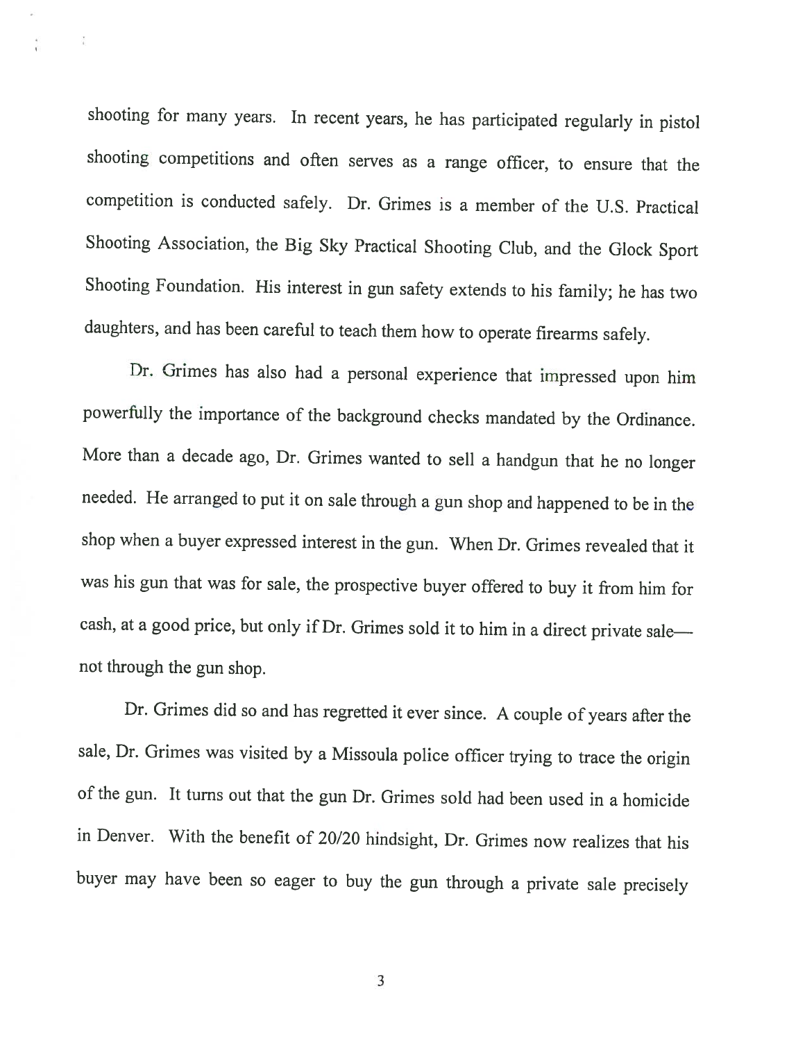shooting for many years. In recent years, he has participated regularly in pistol shooting competitions and often serves as a range officer, to ensure that the competition is conducted safely. Dr. Grimes is a member of the U.S. Practical Shooting Association, the Big Sky Practical Shooting Club, and the Glock Sport Shooting Foundation. His interest in gun safety extends to his family; he has two daughters, and has been careful to teach them how to operate firearms safely.

Dr. Grimes has also had a personal experience that impressed upon him powerfully the importance of the background checks mandated by the Ordinance. More than a decade ago, Dr. Grimes wanted to sell a handgun that he no longer needed. He arranged to put it on sale through a gun shop and happened to be in the shop when a buyer expressed interest in the gun. When Dr. Grimes revealed that it was his gun that was for sale, the prospective buyer offered to buy it from him for cash, at a good price, but only if Dr. Grimes sold it to him in a direct private sale—not through the gun shop.

Dr. Grimes did so and has regretted it ever since. A couple of years after the sale, Dr. Grimes was visited by a Missoula police officer trying to trace the origin of the gun. It turns out that the gun Dr. Grimes sold had been used in a homicide in Denver. With the benefit of 20/20 hindsight, Dr. Grimes now realizes that his buyer may have been so eager to buy the gun through a private sale precisely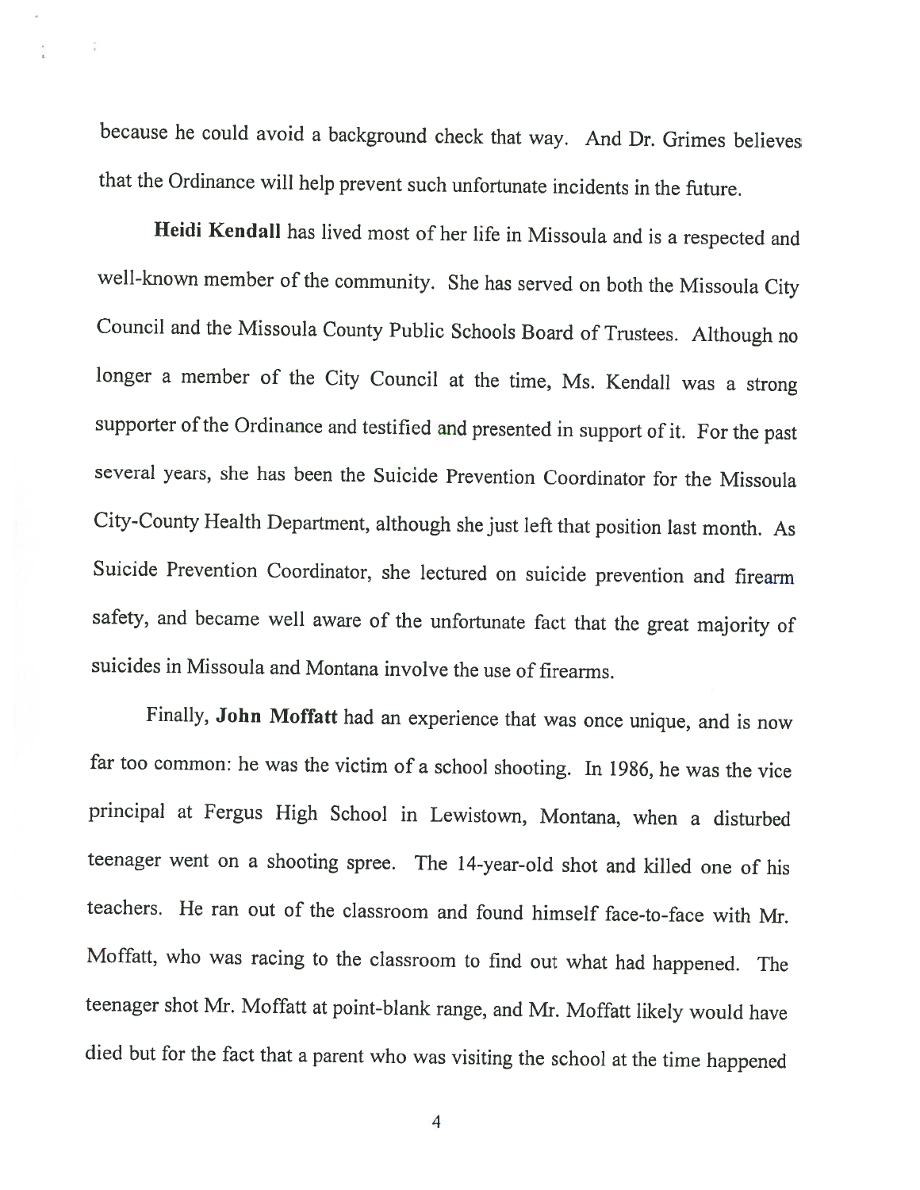because he could avoid a background check that way. And Dr. Grimes believes that the Ordinance will help prevent such unfortunate incidents in the future.

**Heidi Kendall** has lived most of her life in Missoula and is a respected and well-known member of the community. She has served on both the Missoula City Council and the Missoula County Public Schools Board of Trustees. Although no longer a member of the City Council at the time, Ms. Kendall was a strong supporter of the Ordinance and testified and presented in support of it. For the past several years, she has been the Suicide Prevention Coordinator for the Missoula City-County Health Department, although she just left that position last month. As Suicide Prevention Coordinator, she lectured on suicide prevention and firearm safety, and became well aware of the unfortunate fact that the great majority of suicides in Missoula and Montana involve the use of firearms.

Finally, **John Moffatt** had an experience that was once unique, and is now far too common: he was the victim of a school shooting. In 1986, he was the vice principal at Fergus High School in Lewistown, Montana, when a disturbed teenager went on a shooting spree. The 14-year-old shot and killed one of his teachers. He ran out of the classroom and found himself face-to-face with Mr. Moffatt, who was racing to the classroom to find out what had happened. The teenager shot Mr. Moffatt at point-blank range, and Mr. Moffatt likely would have died but for the fact that a parent who was visiting the school at the time happened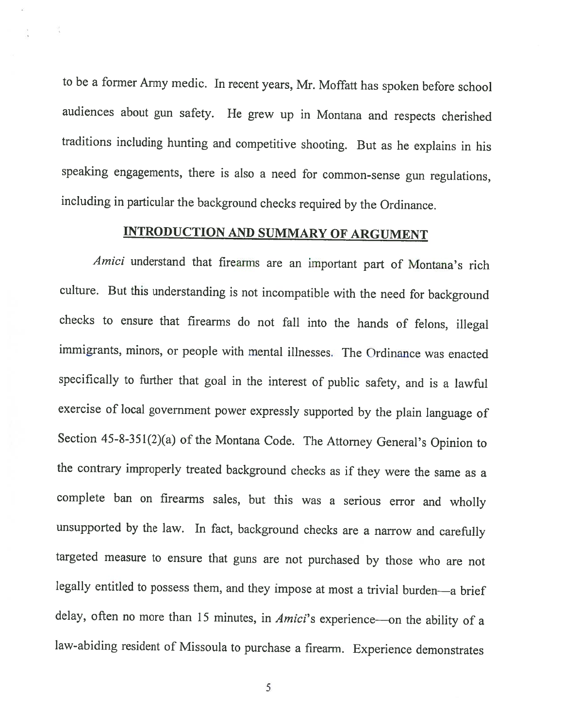to be a former Army medic. In recent years, Mr. Moffatt has spoken before school audiences about gun safety. He grew up in Montana and respects cherished traditions including hunting and competitive shooting. But as he explains in his speaking engagements, there is also a need for common-sense gun regulations, including in particular the background checks required by the Ordinance.

## INTRODUCTION AND SUMMARY OF ARGUMENT

*Amici* understand that firearms are an important part of Montana's rich culture. But this understanding is not incompatible with the need for background checks to ensure that firearms do not fall into the hands of felons, illegal immigrants, minors, or people with mental illnesses. The Ordinance was enacted specifically to further that goal in the interest of public safety, and is a lawful exercise of local government power expressly supported by the plain language of Section 45-8-351(2)(a) of the Montana Code. The Attorney General's Opinion to the contrary improperly treated background checks as if they were the same as a complete ban on firearms sales, but this was a serious error and wholly unsupported by the law. In fact, background checks are a narrow and carefully targeted measure to ensure that guns are not purchased by those who are not legally entitled to possess them, and they impose at most a trivial burden—a brief delay, often no more than 15 minutes, in *Amici*'s experience—on the ability of a law-abiding resident of Missoula to purchase a firearm. Experience demonstrates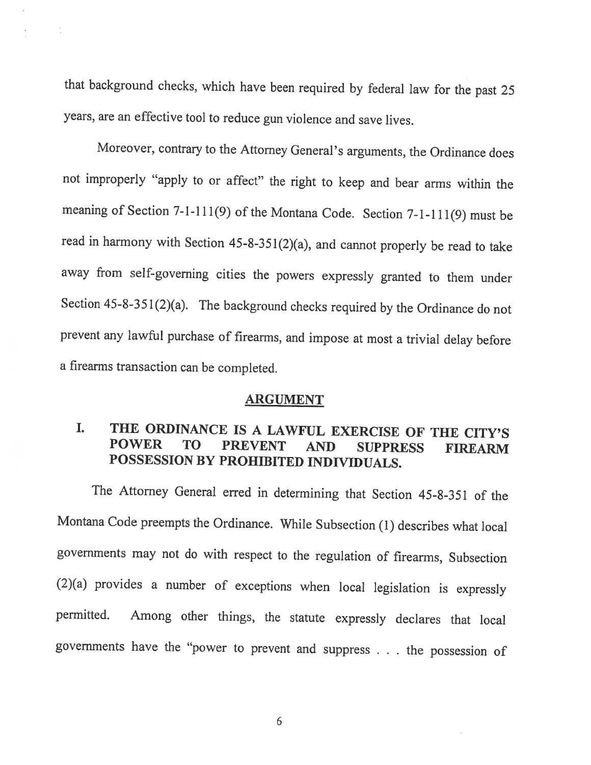that background checks, which have been required by federal law for the past 25 years, are an effective tool to reduce gun violence and save lives.

Moreover, contrary to the Attorney General's arguments, the Ordinance does not improperly "apply to or affect" the right to keep and bear arms within the meaning of Section 7-1-111(9) of the Montana Code. Section 7-1-111(9) must be read in harmony with Section 45-8-351(2)(a), and cannot properly be read to take away from self-governing cities the powers expressly granted to them under Section 45-8-351(2)(a). The background checks required by the Ordinance do not prevent any lawful purchase of firearms, and impose at most a trivial delay before a firearms transaction can be completed.

## ARGUMENT

### I. THE ORDINANCE IS A LAWFUL EXERCISE OF THE CITY'S POWER TO PREVENT AND SUPPRESS FIREARM POSSESSION BY PROHIBITED INDIVIDUALS.

The Attorney General erred in determining that Section 45-8-351 of the Montana Code preempts the Ordinance. While Subsection (1) describes what local governments may not do with respect to the regulation of firearms, Subsection (2)(a) provides a number of exceptions when local legislation is expressly permitted. Among other things, the statute expressly declares that local governments have the "power to prevent and suppress . . . the possession of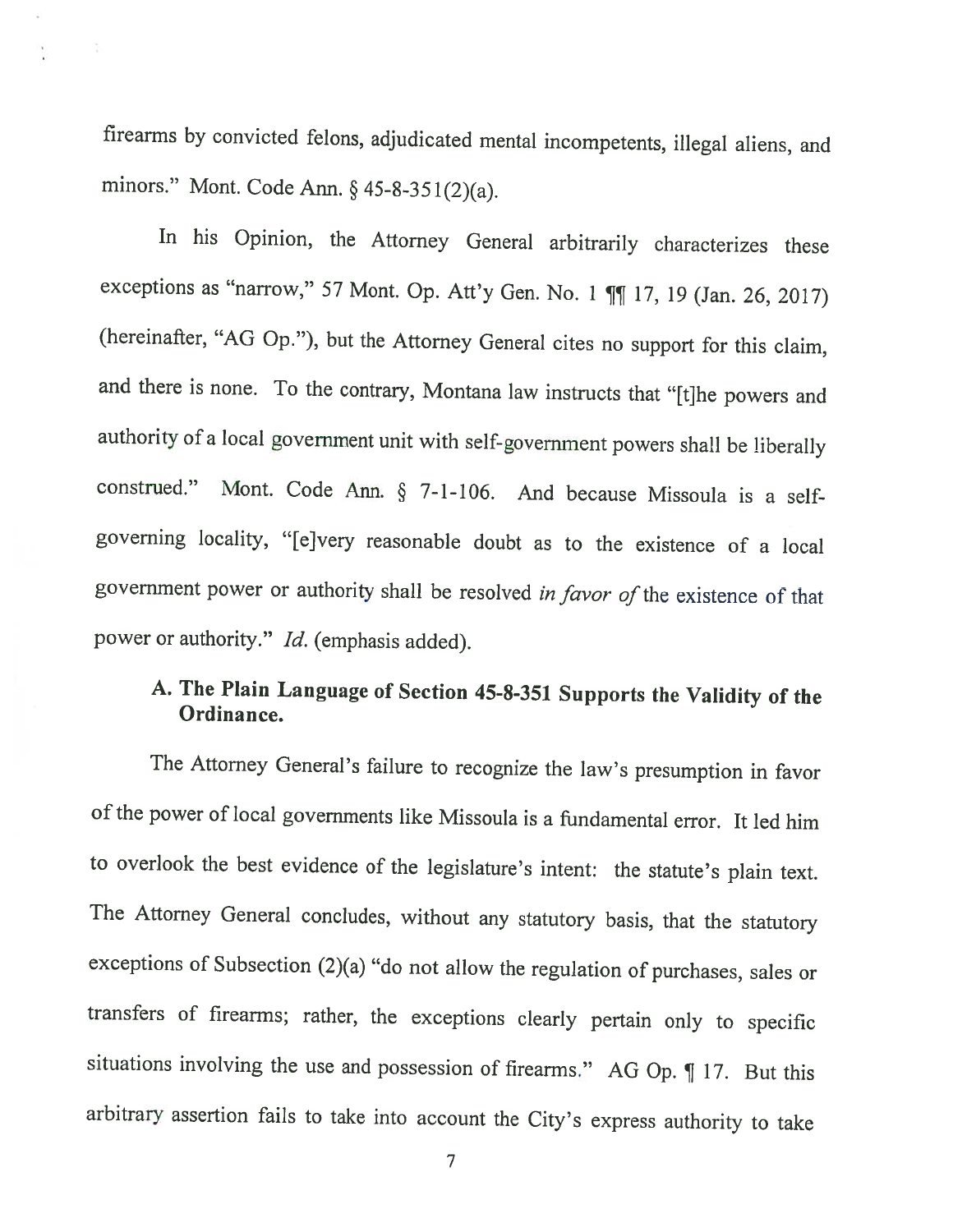firearms by convicted felons, adjudicated mental incompetents, illegal aliens, and minors." Mont. Code Ann. § 45-8-351(2)(a).

In his Opinion, the Attorney General arbitrarily characterizes these exceptions as "narrow," 57 Mont. Op. Att'y Gen. No. 1 ¶¶ 17, 19 (Jan. 26, 2017) (hereinafter, "AG Op."), but the Attorney General cites no support for this claim, and there is none. To the contrary, Montana law instructs that "[t]he powers and authority of a local government unit with self-government powers shall be liberally construed." Mont. Code Ann. § 7-1-106. And because Missoula is a self-governing locality, "[e]very reasonable doubt as to the existence of a local government power or authority shall be resolved *in favor of* the existence of that power or authority." *Id.* (emphasis added).

### A. The Plain Language of Section 45-8-351 Supports the Validity of the Ordinance.

The Attorney General's failure to recognize the law's presumption in favor of the power of local governments like Missoula is a fundamental error. It led him to overlook the best evidence of the legislature's intent: the statute's plain text. The Attorney General concludes, without any statutory basis, that the statutory exceptions of Subsection (2)(a) "do not allow the regulation of purchases, sales or transfers of firearms; rather, the exceptions clearly pertain only to specific situations involving the use and possession of firearms." AG Op. ¶ 17. But this arbitrary assertion fails to take into account the City's express authority to take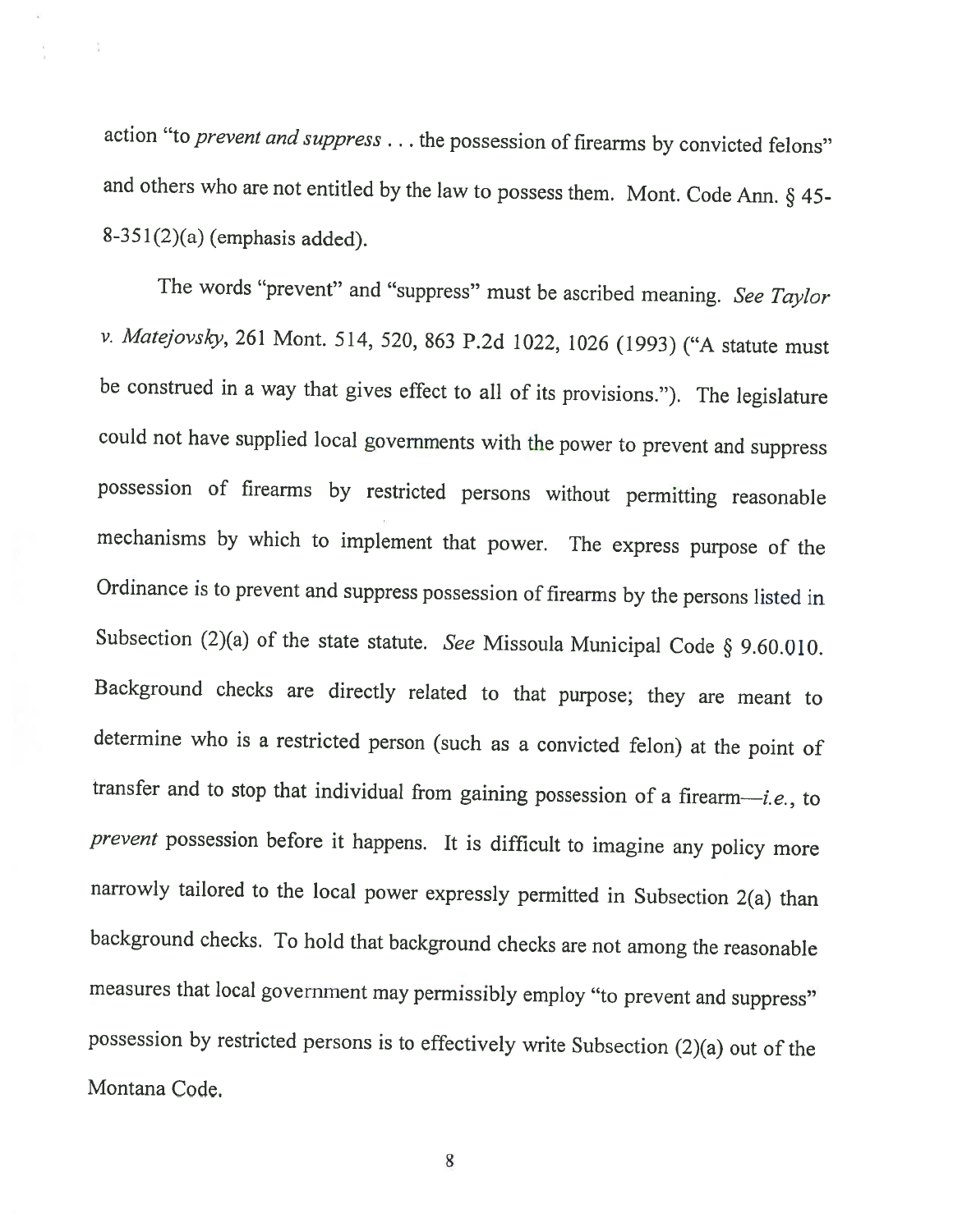action "to *prevent and suppress* . . . the possession of firearms by convicted felons" and others who are not entitled by the law to possess them. Mont. Code Ann. § 45-8-351(2)(a) (emphasis added).

The words "prevent" and "suppress" must be ascribed meaning. *See Taylor v. Matejovsky*, 261 Mont. 514, 520, 863 P.2d 1022, 1026 (1993) ("A statute must be construed in a way that gives effect to all of its provisions."). The legislature could not have supplied local governments with the power to prevent and suppress possession of firearms by restricted persons without permitting reasonable mechanisms by which to implement that power. The express purpose of the Ordinance is to prevent and suppress possession of firearms by the persons listed in Subsection (2)(a) of the state statute. *See* Missoula Municipal Code § 9.60.010. Background checks are directly related to that purpose; they are meant to determine who is a restricted person (such as a convicted felon) at the point of transfer and to stop that individual from gaining possession of a firearm—*i.e.*, to *prevent* possession before it happens. It is difficult to imagine any policy more narrowly tailored to the local power expressly permitted in Subsection 2(a) than background checks. To hold that background checks are not among the reasonable measures that local government may permissibly employ "to prevent and suppress" possession by restricted persons is to effectively write Subsection (2)(a) out of the Montana Code.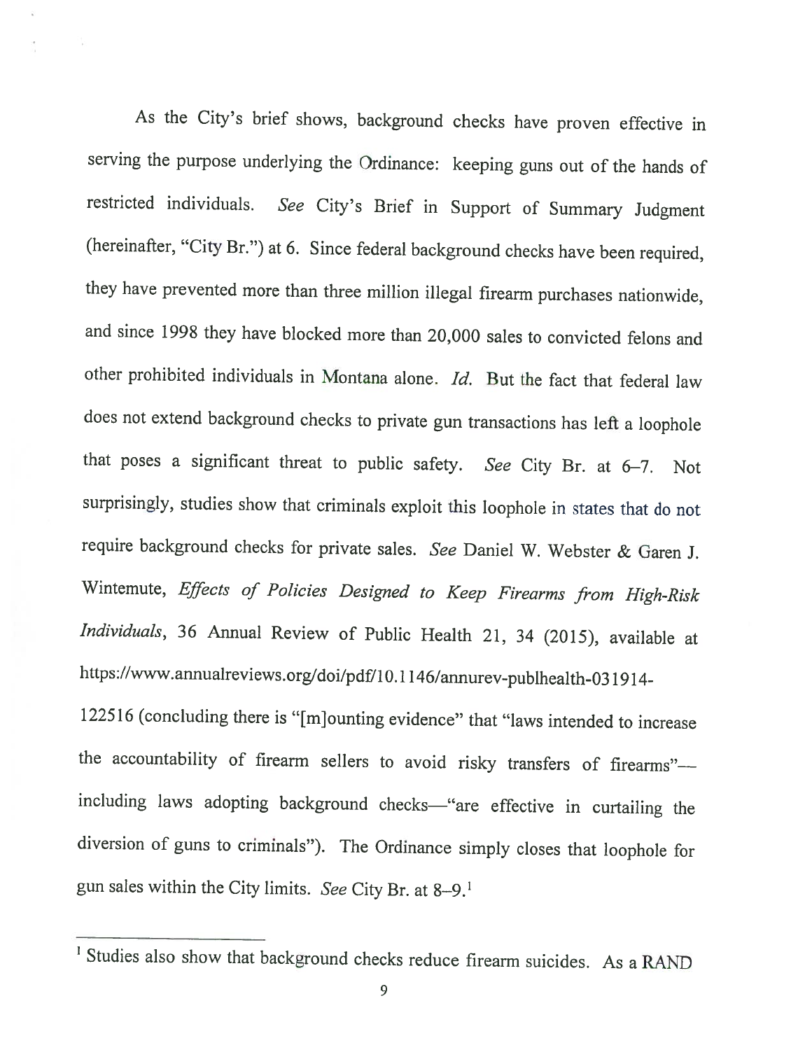As the City's brief shows, background checks have proven effective in serving the purpose underlying the Ordinance: keeping guns out of the hands of restricted individuals. *See* City's Brief in Support of Summary Judgment (hereinafter, "City Br.") at 6. Since federal background checks have been required, they have prevented more than three million illegal firearm purchases nationwide, and since 1998 they have blocked more than 20,000 sales to convicted felons and other prohibited individuals in Montana alone. *Id.* But the fact that federal law does not extend background checks to private gun transactions has left a loophole that poses a significant threat to public safety. *See* City Br. at 6–7. Not surprisingly, studies show that criminals exploit this loophole in states that do not require background checks for private sales. *See* Daniel W. Webster & Garen J. Wintemute, *Effects of Policies Designed to Keep Firearms from High-Risk Individuals*, 36 Annual Review of Public Health 21, 34 (2015), available at https://www.annualreviews.org/doi/pdf/10.1146/annurev-publhealth-031914-122516 (concluding there is "[m]ounting evidence" that "laws intended to increase the accountability of firearm sellers to avoid risky transfers of firearms"—including laws adopting background checks—"are effective in curtailing the diversion of guns to criminals"). The Ordinance simply closes that loophole for gun sales within the City limits. *See* City Br. at 8–9.[1]

---

[1] Studies also show that background checks reduce firearm suicides. As a RAND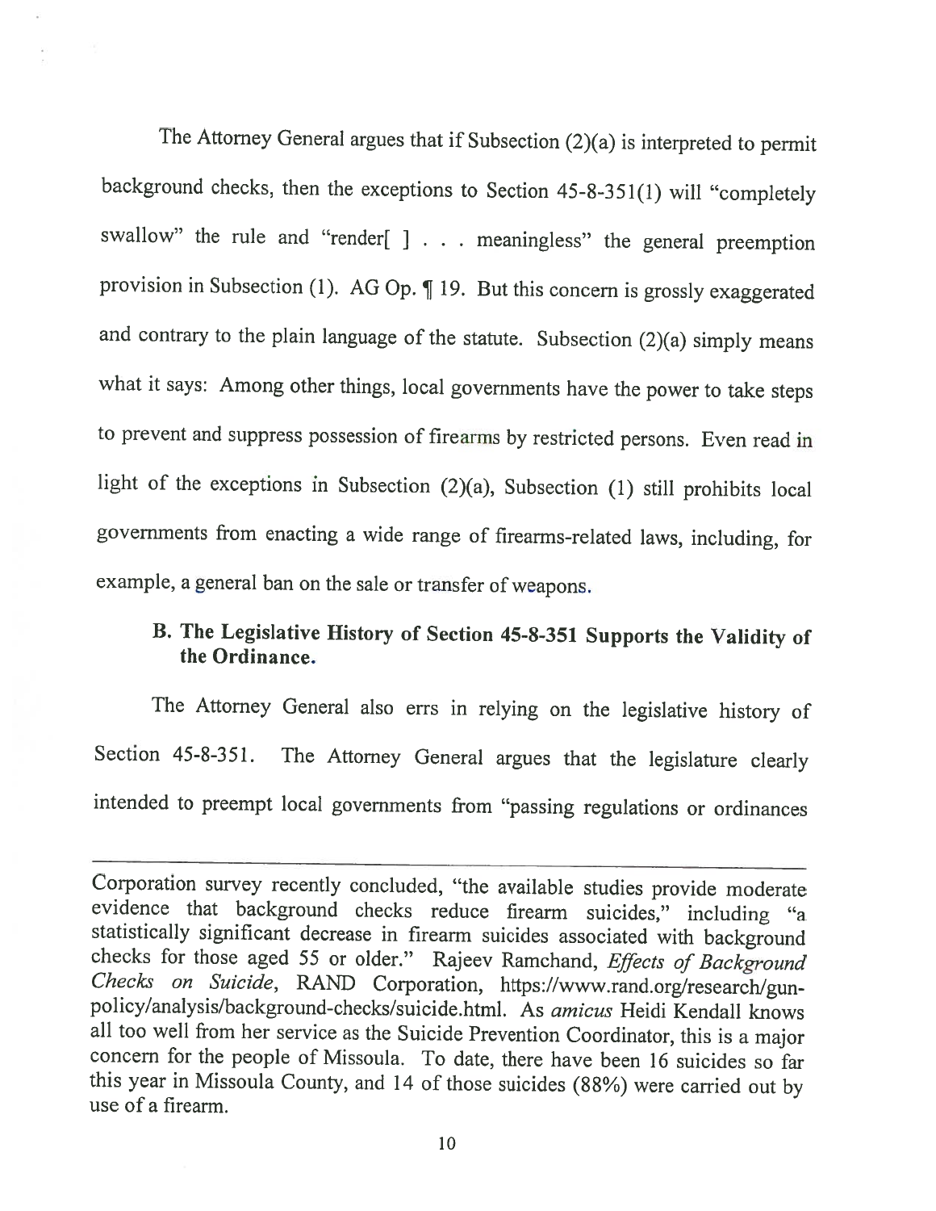The Attorney General argues that if Subsection (2)(a) is interpreted to permit background checks, then the exceptions to Section 45-8-351(1) will "completely swallow" the rule and "render[ ] . . . meaningless" the general preemption provision in Subsection (1). AG Op. ¶ 19. But this concern is grossly exaggerated and contrary to the plain language of the statute. Subsection (2)(a) simply means what it says: Among other things, local governments have the power to take steps to prevent and suppress possession of firearms by restricted persons. Even read in light of the exceptions in Subsection (2)(a), Subsection (1) still prohibits local governments from enacting a wide range of firearms-related laws, including, for example, a general ban on the sale or transfer of weapons.

### B. The Legislative History of Section 45-8-351 Supports the Validity of the Ordinance.

The Attorney General also errs in relying on the legislative history of Section 45-8-351. The Attorney General argues that the legislature clearly intended to preempt local governments from "passing regulations or ordinances

---

Corporation survey recently concluded, "the available studies provide moderate evidence that background checks reduce firearm suicides," including "a statistically significant decrease in firearm suicides associated with background checks for those aged 55 or older." Rajeev Ramchand, *Effects of Background Checks on Suicide*, RAND Corporation, https://www.rand.org/research/gun-policy/analysis/background-checks/suicide.html. As *amicus* Heidi Kendall knows all too well from her service as the Suicide Prevention Coordinator, this is a major concern for the people of Missoula. To date, there have been 16 suicides so far this year in Missoula County, and 14 of those suicides (88%) were carried out by use of a firearm.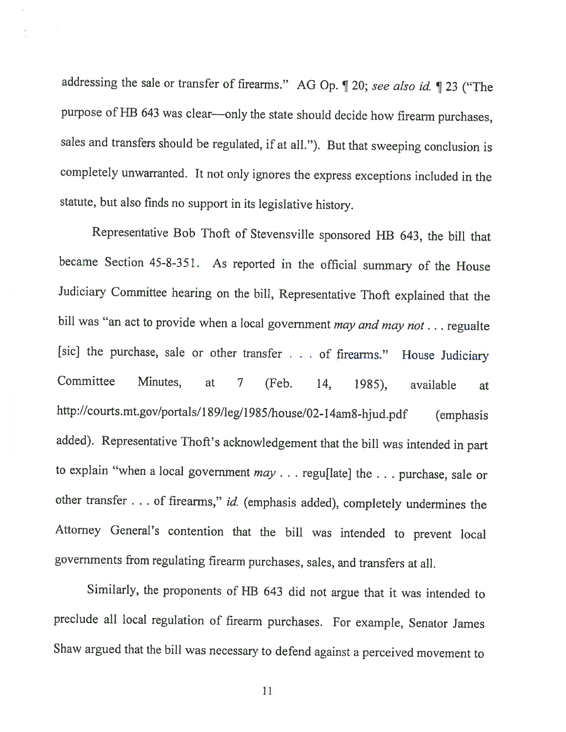addressing the sale or transfer of firearms." AG Op. ¶ 20; *see also id.* ¶ 23 ("The purpose of HB 643 was clear—only the state should decide how firearm purchases, sales and transfers should be regulated, if at all."). But that sweeping conclusion is completely unwarranted. It not only ignores the express exceptions included in the statute, but also finds no support in its legislative history.

Representative Bob Thoft of Stevensville sponsored HB 643, the bill that became Section 45-8-351. As reported in the official summary of the House Judiciary Committee hearing on the bill, Representative Thoft explained that the bill was "an act to provide when a local government *may and may not* . . . regualte [sic] the purchase, sale or other transfer . . . of firearms." House Judiciary Committee Minutes, at 7 (Feb. 14, 1985), available at http://courts.mt.gov/portals/189/leg/1985/house/02-14am8-hjud.pdf (emphasis added). Representative Thoft's acknowledgement that the bill was intended in part to explain "when a local government *may* . . . regu[late] the . . . purchase, sale or other transfer . . . of firearms," *id.* (emphasis added), completely undermines the Attorney General's contention that the bill was intended to prevent local governments from regulating firearm purchases, sales, and transfers at all.

Similarly, the proponents of HB 643 did not argue that it was intended to preclude all local regulation of firearm purchases. For example, Senator James Shaw argued that the bill was necessary to defend against a perceived movement to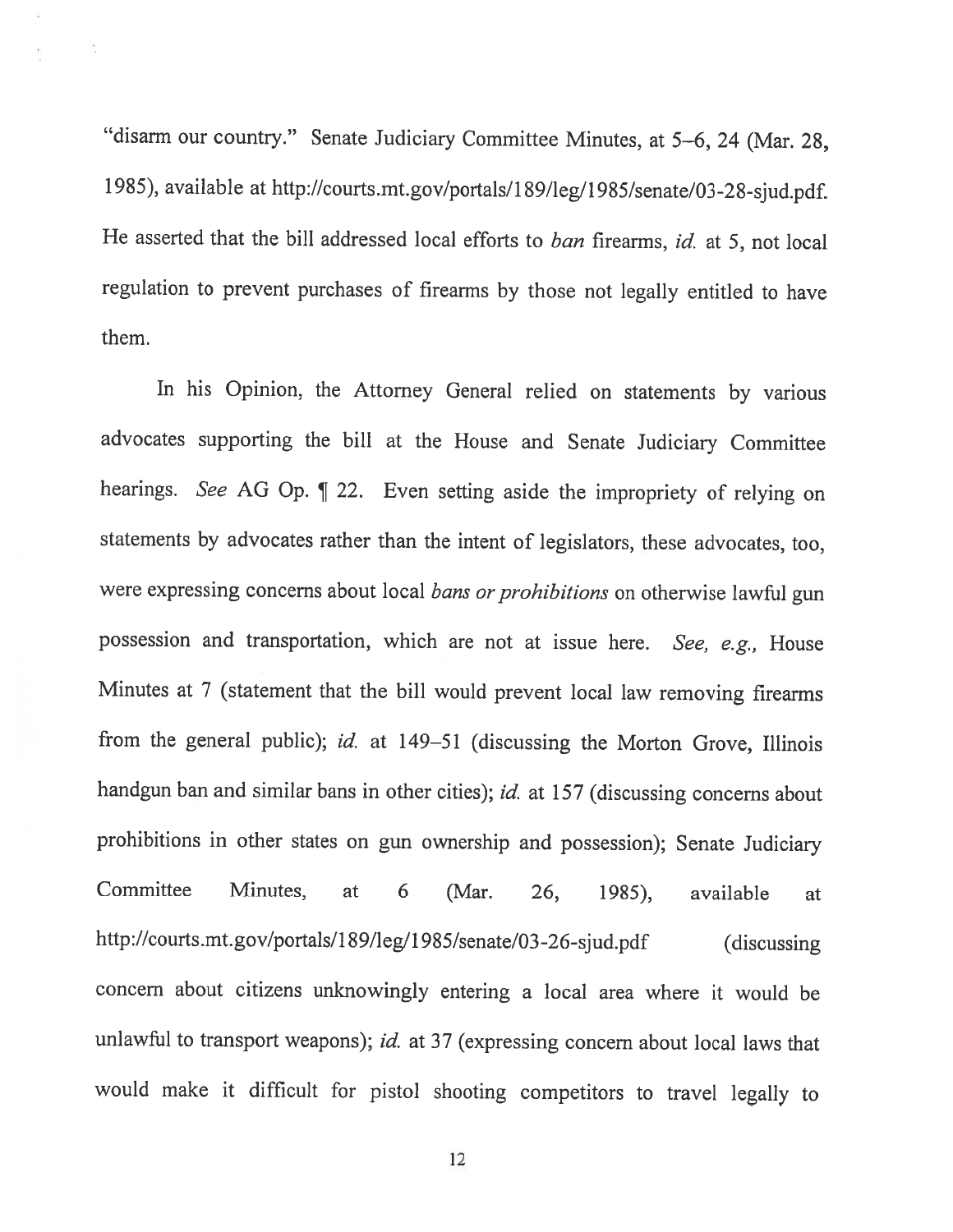"disarm our country." Senate Judiciary Committee Minutes, at 5–6, 24 (Mar. 28, 1985), available at http://courts.mt.gov/portals/189/leg/1985/senate/03-28-sjud.pdf. He asserted that the bill addressed local efforts to *ban* firearms, *id.* at 5, not local regulation to prevent purchases of firearms by those not legally entitled to have them.

In his Opinion, the Attorney General relied on statements by various advocates supporting the bill at the House and Senate Judiciary Committee hearings. *See* AG Op. ¶ 22. Even setting aside the impropriety of relying on statements by advocates rather than the intent of legislators, these advocates, too, were expressing concerns about local *bans or prohibitions* on otherwise lawful gun possession and transportation, which are not at issue here. *See, e.g.,* House Minutes at 7 (statement that the bill would prevent local law removing firearms from the general public); *id.* at 149–51 (discussing the Morton Grove, Illinois handgun ban and similar bans in other cities); *id.* at 157 (discussing concerns about prohibitions in other states on gun ownership and possession); Senate Judiciary Committee Minutes, at 6 (Mar. 26, 1985), available at http://courts.mt.gov/portals/189/leg/1985/senate/03-26-sjud.pdf (discussing concern about citizens unknowingly entering a local area where it would be unlawful to transport weapons); *id.* at 37 (expressing concern about local laws that would make it difficult for pistol shooting competitors to travel legally to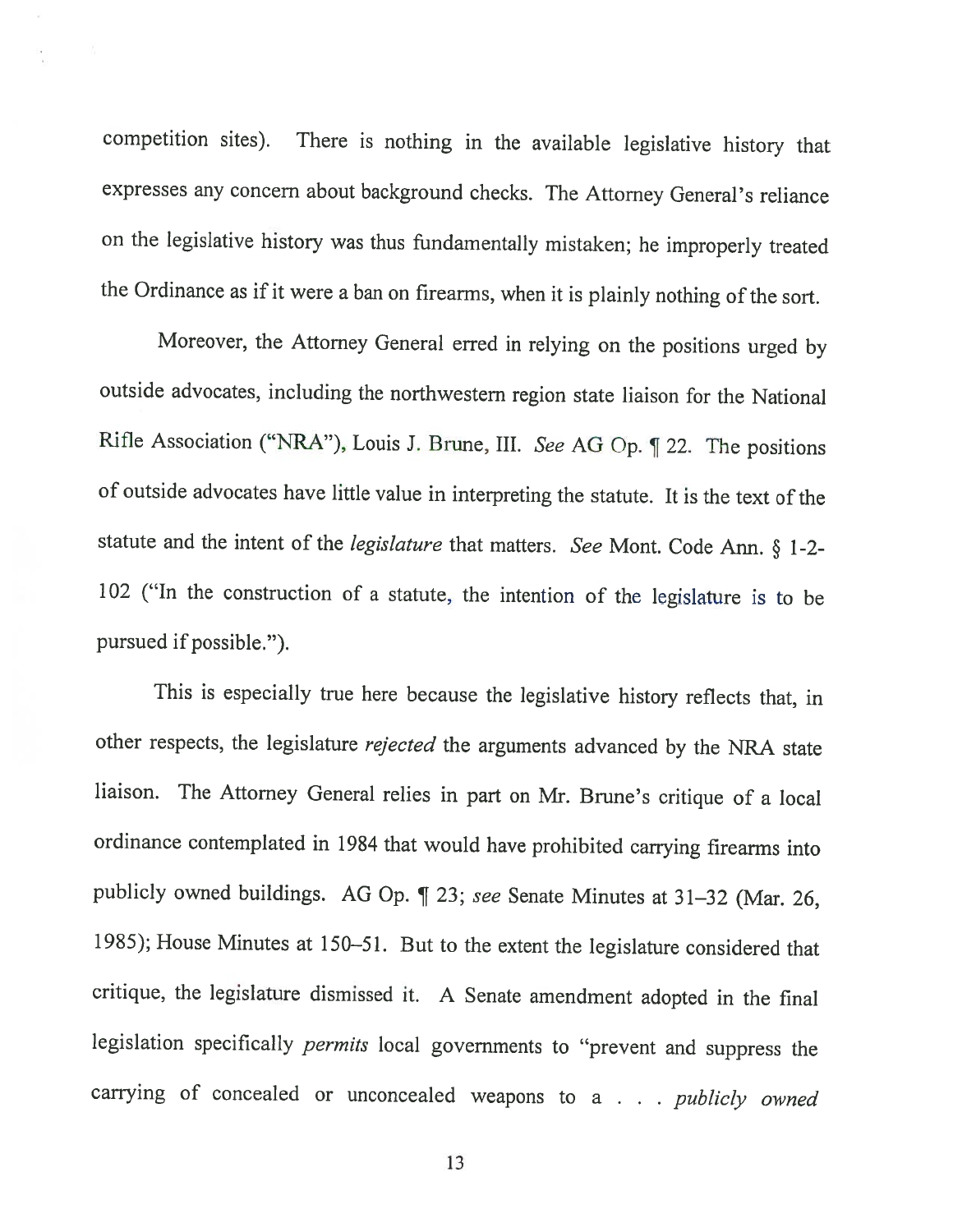competition sites). There is nothing in the available legislative history that expresses any concern about background checks. The Attorney General's reliance on the legislative history was thus fundamentally mistaken; he improperly treated the Ordinance as if it were a ban on firearms, when it is plainly nothing of the sort.

Moreover, the Attorney General erred in relying on the positions urged by outside advocates, including the northwestern region state liaison for the National Rifle Association ("NRA"), Louis J. Brune, III. *See* AG Op. ¶ 22. The positions of outside advocates have little value in interpreting the statute. It is the text of the statute and the intent of the *legislature* that matters. *See* Mont. Code Ann. § 1-2-102 ("In the construction of a statute, the intention of the legislature is to be pursued if possible.").

This is especially true here because the legislative history reflects that, in other respects, the legislature *rejected* the arguments advanced by the NRA state liaison. The Attorney General relies in part on Mr. Brune's critique of a local ordinance contemplated in 1984 that would have prohibited carrying firearms into publicly owned buildings. AG Op. ¶ 23; *see* Senate Minutes at 31–32 (Mar. 26, 1985); House Minutes at 150–51. But to the extent the legislature considered that critique, the legislature dismissed it. A Senate amendment adopted in the final legislation specifically *permits* local governments to "prevent and suppress the carrying of concealed or unconcealed weapons to a . . . *publicly owned*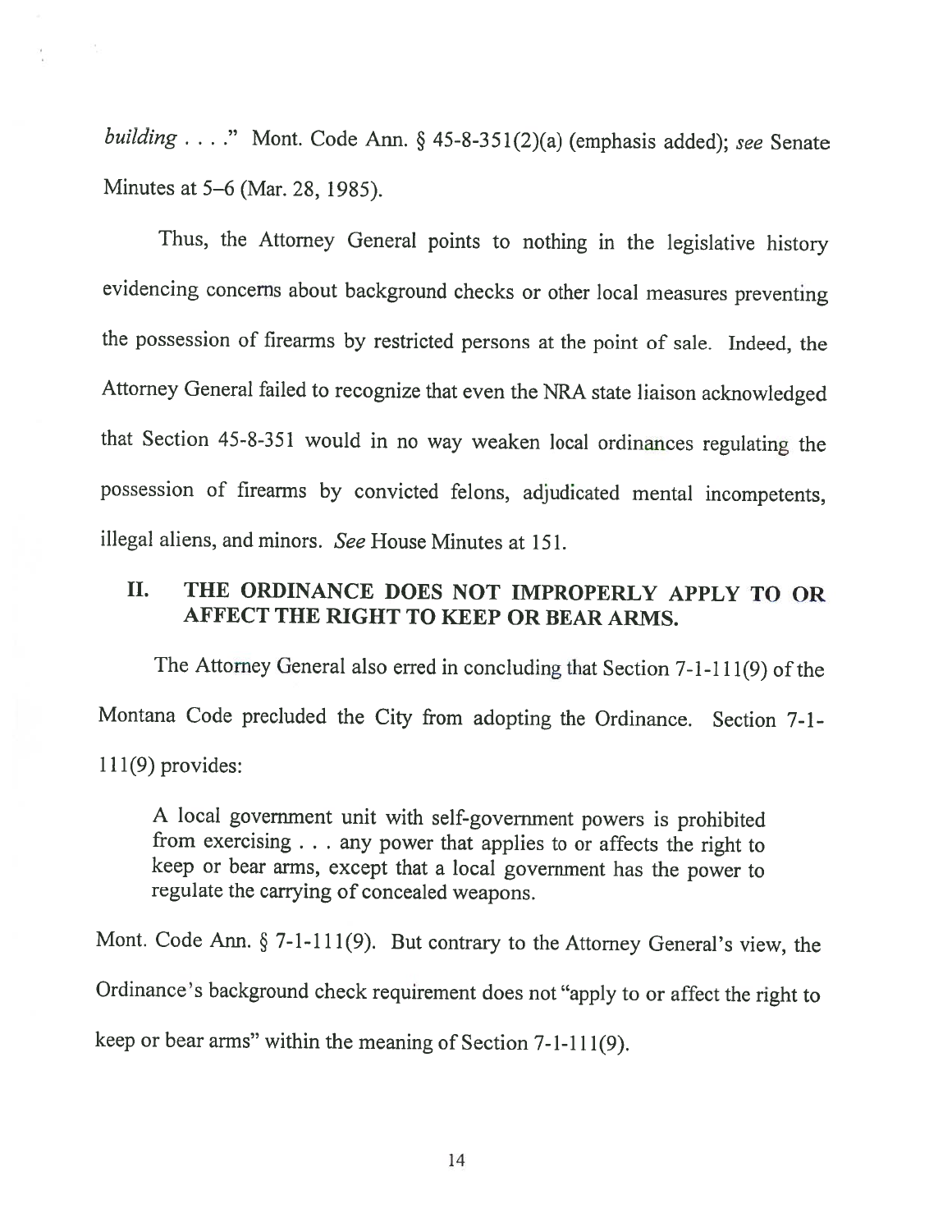*building* . . . ." Mont. Code Ann. § 45-8-351(2)(a) (emphasis added); *see* Senate Minutes at 5–6 (Mar. 28, 1985).

Thus, the Attorney General points to nothing in the legislative history evidencing concerns about background checks or other local measures preventing the possession of firearms by restricted persons at the point of sale. Indeed, the Attorney General failed to recognize that even the NRA state liaison acknowledged that Section 45-8-351 would in no way weaken local ordinances regulating the possession of firearms by convicted felons, adjudicated mental incompetents, illegal aliens, and minors. *See* House Minutes at 151.

## II. THE ORDINANCE DOES NOT IMPROPERLY APPLY TO OR AFFECT THE RIGHT TO KEEP OR BEAR ARMS.

The Attorney General also erred in concluding that Section 7-1-111(9) of the Montana Code precluded the City from adopting the Ordinance. Section 7-1-111(9) provides:

> A local government unit with self-government powers is prohibited from exercising . . . any power that applies to or affects the right to keep or bear arms, except that a local government has the power to regulate the carrying of concealed weapons.

Mont. Code Ann. § 7-1-111(9). But contrary to the Attorney General's view, the Ordinance's background check requirement does not "apply to or affect the right to keep or bear arms" within the meaning of Section 7-1-111(9).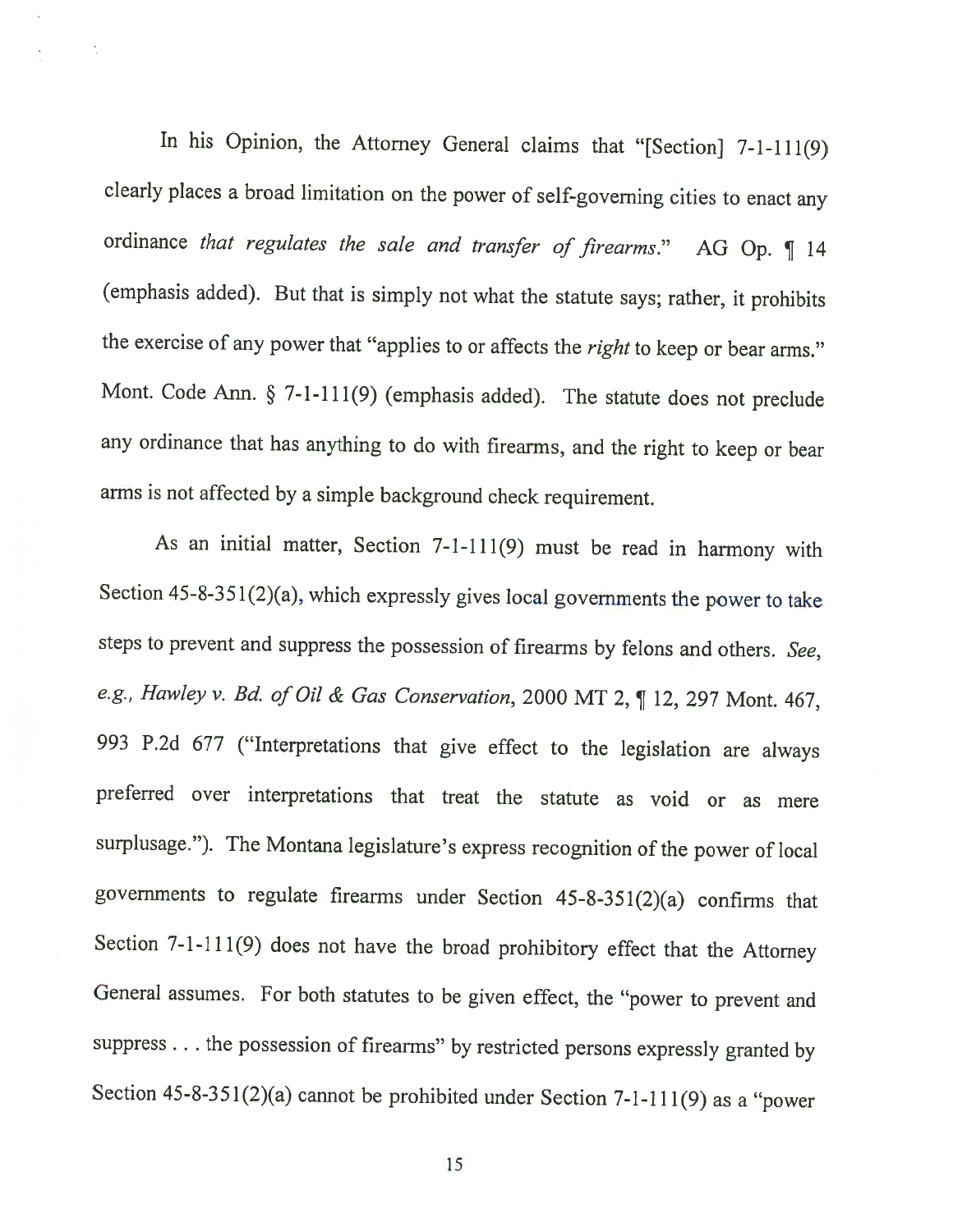In his Opinion, the Attorney General claims that "[Section] 7-1-111(9) clearly places a broad limitation on the power of self-governing cities to enact any ordinance *that regulates the sale and transfer of firearms*." AG Op. ¶ 14 (emphasis added). But that is simply not what the statute says; rather, it prohibits the exercise of any power that "applies to or affects the *right* to keep or bear arms." Mont. Code Ann. § 7-1-111(9) (emphasis added). The statute does not preclude any ordinance that has anything to do with firearms, and the right to keep or bear arms is not affected by a simple background check requirement.

As an initial matter, Section 7-1-111(9) must be read in harmony with Section 45-8-351(2)(a), which expressly gives local governments the power to take steps to prevent and suppress the possession of firearms by felons and others. *See, e.g., Hawley v. Bd. of Oil & Gas Conservation*, 2000 MT 2, ¶ 12, 297 Mont. 467, 993 P.2d 677 ("Interpretations that give effect to the legislation are always preferred over interpretations that treat the statute as void or as mere surplusage."). The Montana legislature's express recognition of the power of local governments to regulate firearms under Section 45-8-351(2)(a) confirms that Section 7-1-111(9) does not have the broad prohibitory effect that the Attorney General assumes. For both statutes to be given effect, the "power to prevent and suppress . . . the possession of firearms" by restricted persons expressly granted by Section 45-8-351(2)(a) cannot be prohibited under Section 7-1-111(9) as a "power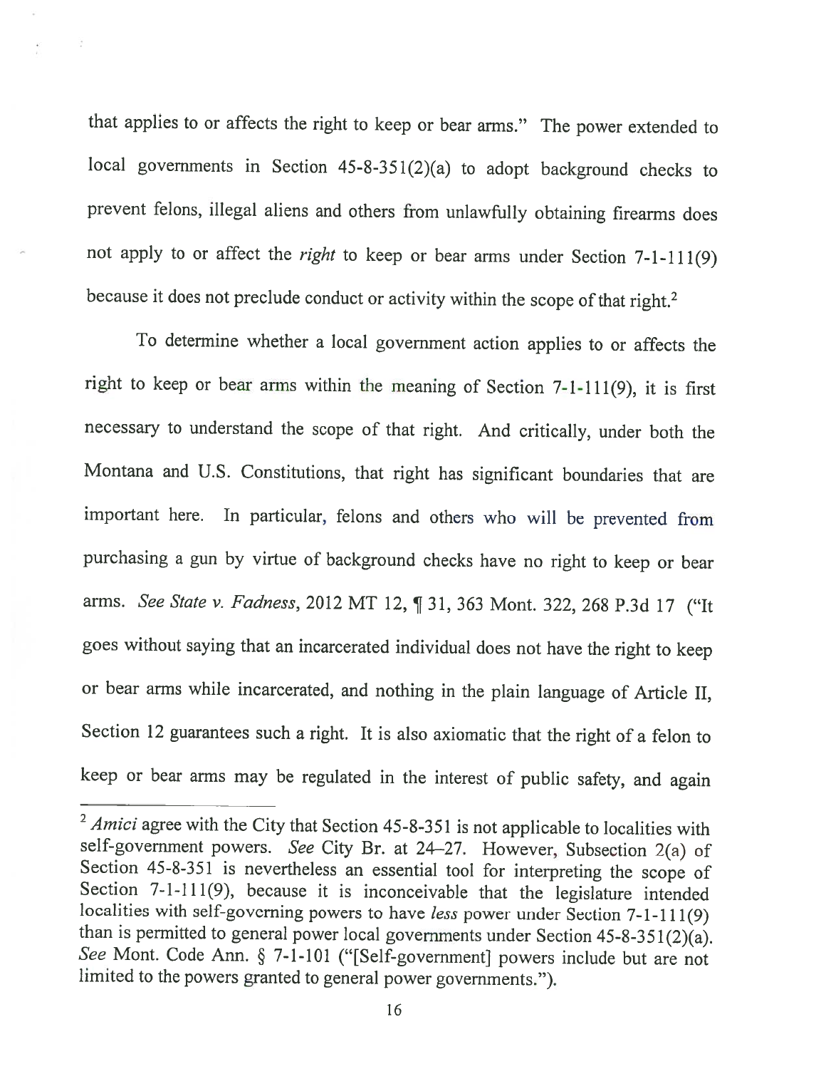that applies to or affects the right to keep or bear arms." The power extended to local governments in Section 45-8-351(2)(a) to adopt background checks to prevent felons, illegal aliens and others from unlawfully obtaining firearms does not apply to or affect the *right* to keep or bear arms under Section 7-1-111(9) because it does not preclude conduct or activity within the scope of that right.[2]

To determine whether a local government action applies to or affects the right to keep or bear arms within the meaning of Section 7-1-111(9), it is first necessary to understand the scope of that right. And critically, under both the Montana and U.S. Constitutions, that right has significant boundaries that are important here. In particular, felons and others who will be prevented from purchasing a gun by virtue of background checks have no right to keep or bear arms. *See State v. Fadness*, 2012 MT 12, ¶ 31, 363 Mont. 322, 268 P.3d 17 ("It goes without saying that an incarcerated individual does not have the right to keep or bear arms while incarcerated, and nothing in the plain language of Article II, Section 12 guarantees such a right. It is also axiomatic that the right of a felon to keep or bear arms may be regulated in the interest of public safety, and again

---

[2] *Amici* agree with the City that Section 45-8-351 is not applicable to localities with self-government powers. *See* City Br. at 24–27. However, Subsection 2(a) of Section 45-8-351 is nevertheless an essential tool for interpreting the scope of Section 7-1-111(9), because it is inconceivable that the legislature intended localities with self-governing powers to have *less* power under Section 7-1-111(9) than is permitted to general power local governments under Section 45-8-351(2)(a). *See* Mont. Code Ann. § 7-1-101 ("[Self-government] powers include but are not limited to the powers granted to general power governments.").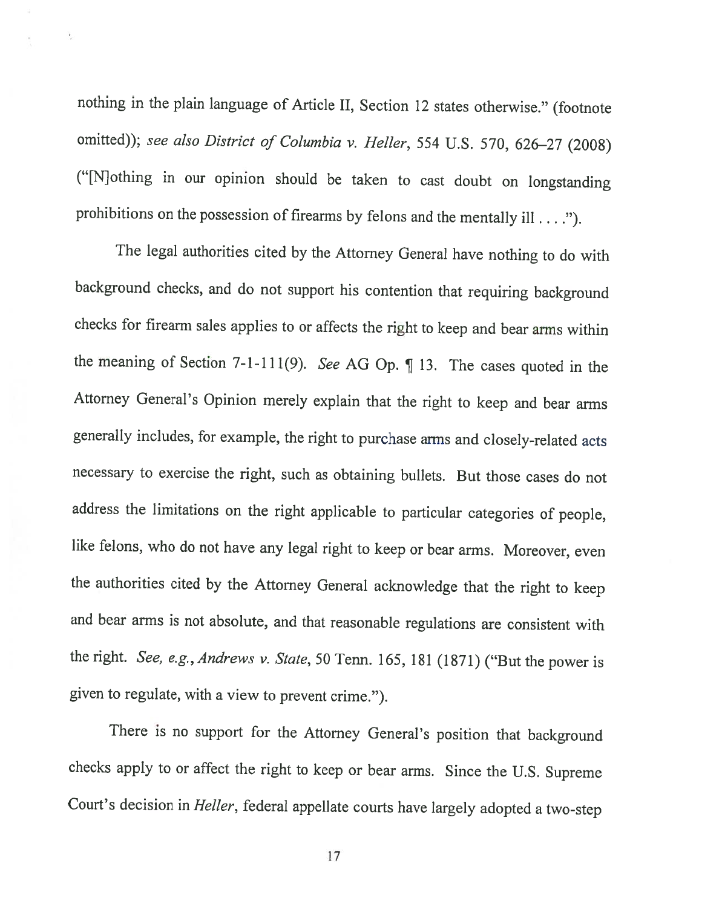nothing in the plain language of Article II, Section 12 states otherwise." (footnote omitted)); *see also District of Columbia v. Heller*, 554 U.S. 570, 626–27 (2008) ("[N]othing in our opinion should be taken to cast doubt on longstanding prohibitions on the possession of firearms by felons and the mentally ill . . . .").

The legal authorities cited by the Attorney General have nothing to do with background checks, and do not support his contention that requiring background checks for firearm sales applies to or affects the right to keep and bear arms within the meaning of Section 7-1-111(9). *See* AG Op. ¶ 13. The cases quoted in the Attorney General's Opinion merely explain that the right to keep and bear arms generally includes, for example, the right to purchase arms and closely-related acts necessary to exercise the right, such as obtaining bullets. But those cases do not address the limitations on the right applicable to particular categories of people, like felons, who do not have any legal right to keep or bear arms. Moreover, even the authorities cited by the Attorney General acknowledge that the right to keep and bear arms is not absolute, and that reasonable regulations are consistent with the right. *See, e.g., Andrews v. State*, 50 Tenn. 165, 181 (1871) ("But the power is given to regulate, with a view to prevent crime.").

There is no support for the Attorney General's position that background checks apply to or affect the right to keep or bear arms. Since the U.S. Supreme Court's decision in *Heller*, federal appellate courts have largely adopted a two-step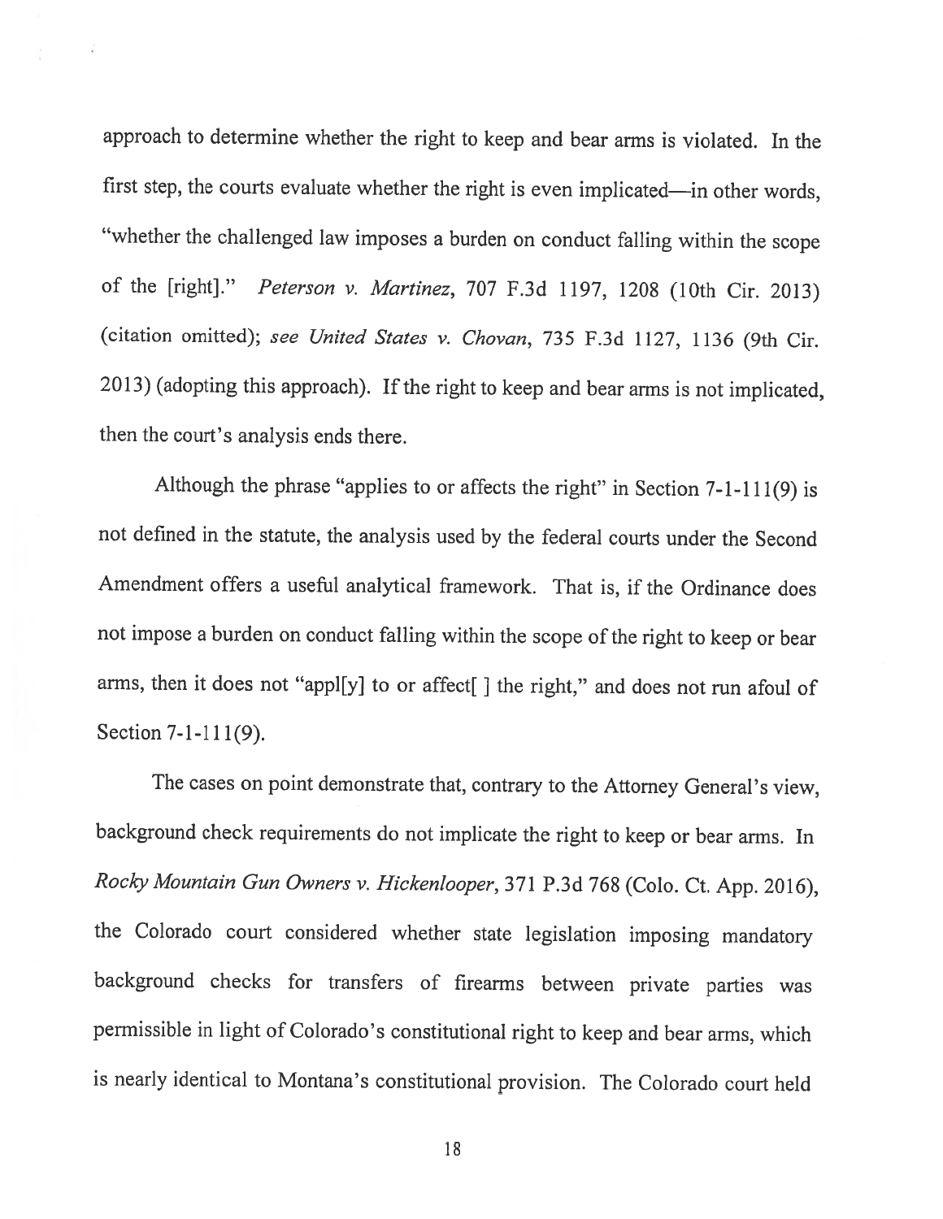approach to determine whether the right to keep and bear arms is violated. In the first step, the courts evaluate whether the right is even implicated—in other words, "whether the challenged law imposes a burden on conduct falling within the scope of the [right]." *Peterson v. Martinez*, 707 F.3d 1197, 1208 (10th Cir. 2013) (citation omitted); *see United States v. Chovan*, 735 F.3d 1127, 1136 (9th Cir. 2013) (adopting this approach). If the right to keep and bear arms is not implicated, then the court's analysis ends there.

Although the phrase "applies to or affects the right" in Section 7-1-111(9) is not defined in the statute, the analysis used by the federal courts under the Second Amendment offers a useful analytical framework. That is, if the Ordinance does not impose a burden on conduct falling within the scope of the right to keep or bear arms, then it does not "appl[y] to or affect[ ] the right," and does not run afoul of Section 7-1-111(9).

The cases on point demonstrate that, contrary to the Attorney General's view, background check requirements do not implicate the right to keep or bear arms. In *Rocky Mountain Gun Owners v. Hickenlooper*, 371 P.3d 768 (Colo. Ct. App. 2016), the Colorado court considered whether state legislation imposing mandatory background checks for transfers of firearms between private parties was permissible in light of Colorado's constitutional right to keep and bear arms, which is nearly identical to Montana's constitutional provision. The Colorado court held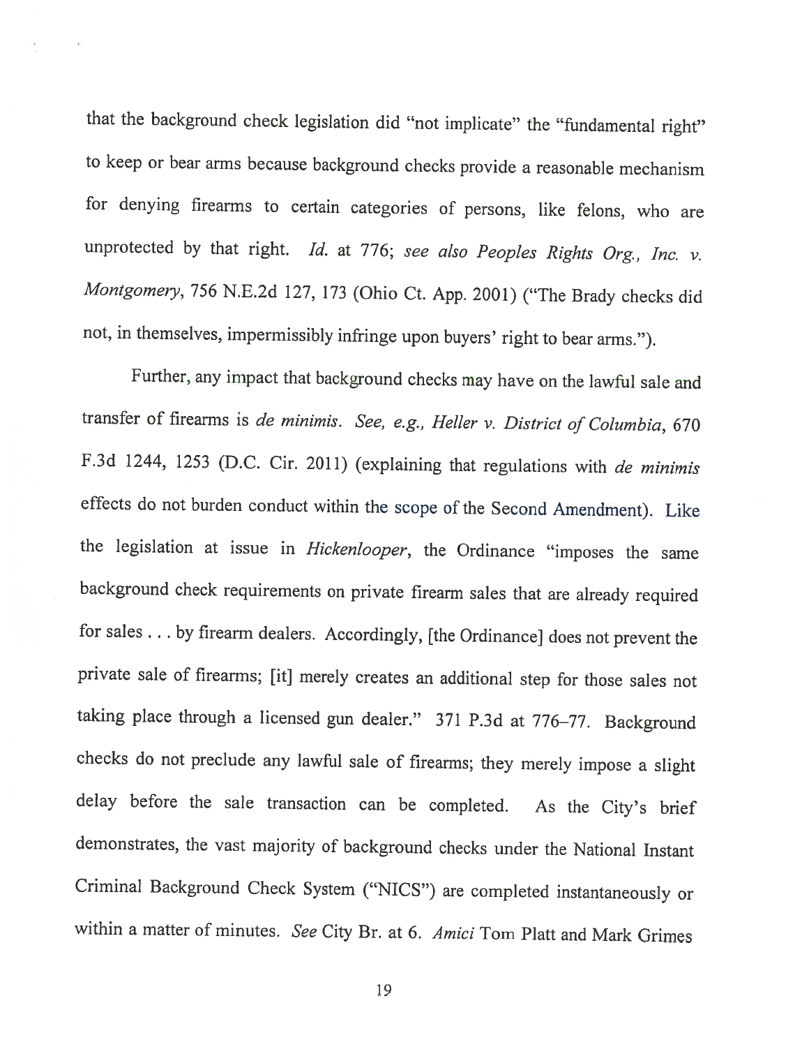that the background check legislation did "not implicate" the "fundamental right" to keep or bear arms because background checks provide a reasonable mechanism for denying firearms to certain categories of persons, like felons, who are unprotected by that right. *Id.* at 776; *see also Peoples Rights Org., Inc. v. Montgomery*, 756 N.E.2d 127, 173 (Ohio Ct. App. 2001) ("The Brady checks did not, in themselves, impermissibly infringe upon buyers' right to bear arms.").

Further, any impact that background checks may have on the lawful sale and transfer of firearms is *de minimis*. *See, e.g., Heller v. District of Columbia*, 670 F.3d 1244, 1253 (D.C. Cir. 2011) (explaining that regulations with *de minimis* effects do not burden conduct within the scope of the Second Amendment). Like the legislation at issue in *Hickenlooper*, the Ordinance "imposes the same background check requirements on private firearm sales that are already required for sales . . . by firearm dealers. Accordingly, [the Ordinance] does not prevent the private sale of firearms; [it] merely creates an additional step for those sales not taking place through a licensed gun dealer." 371 P.3d at 776–77. Background checks do not preclude any lawful sale of firearms; they merely impose a slight delay before the sale transaction can be completed. As the City's brief demonstrates, the vast majority of background checks under the National Instant Criminal Background Check System ("NICS") are completed instantaneously or within a matter of minutes. *See* City Br. at 6. *Amici* Tom Platt and Mark Grimes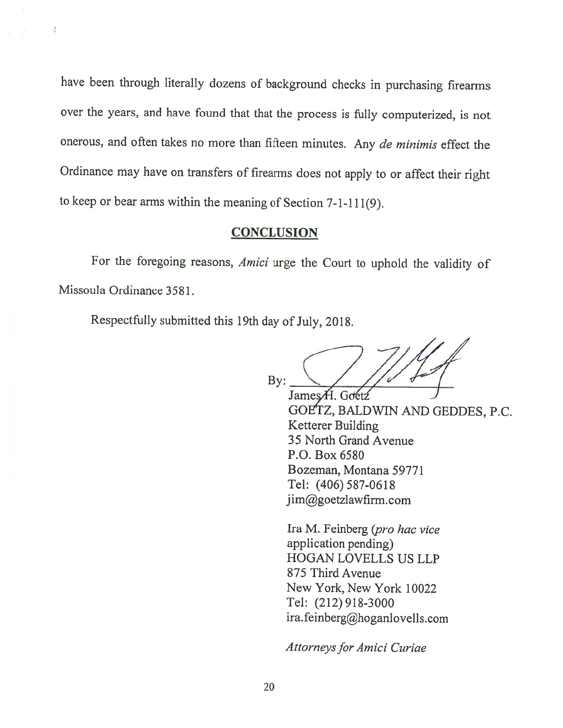have been through literally dozens of background checks in purchasing firearms over the years, and have found that that the process is fully computerized, is not onerous, and often takes no more than fifteen minutes. Any *de minimis* effect the Ordinance may have on transfers of firearms does not apply to or affect their right to keep or bear arms within the meaning of Section 7-1-111(9).

## CONCLUSION

For the foregoing reasons, *Amici* urge the Court to uphold the validity of Missoula Ordinance 3581.

Respectfully submitted this 19th day of July, 2018.

By: ______________________
James H. Goetz
GOETZ, BALDWIN AND GEDDES, P.C.
Ketterer Building
35 North Grand Avenue
P.O. Box 6580
Bozeman, Montana 59771
Tel: (406) 587-0618
jim@goetzlawfirm.com

Ira M. Feinberg (*pro hac vice* application pending)
HOGAN LOVELLS US LLP
875 Third Avenue
New York, New York 10022
Tel: (212) 918-3000
ira.feinberg@hoganlovells.com

*Attorneys for Amici Curiae*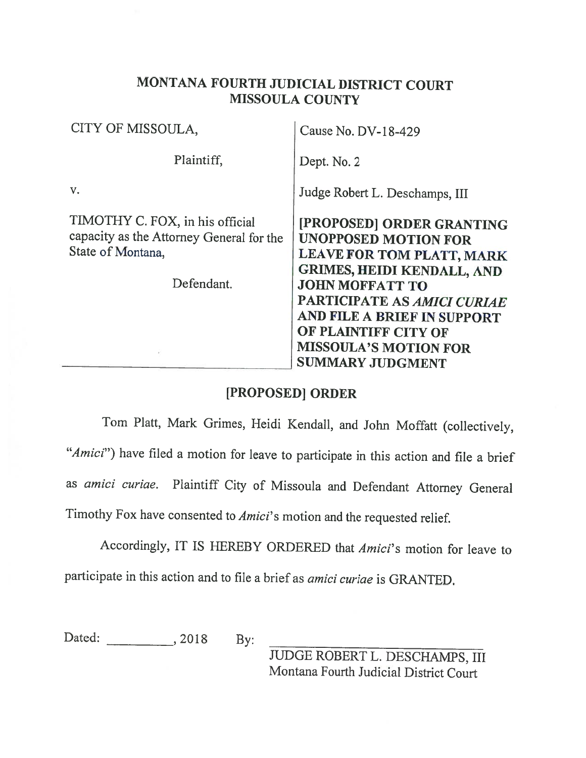# MONTANA FOURTH JUDICIAL DISTRICT COURT
## MISSOULA COUNTY

| | |
|---|---|
| CITY OF MISSOULA,<br><br>Plaintiff,<br><br>v.<br><br>TIMOTHY C. FOX, in his official capacity as the Attorney General for the State of Montana,<br><br>Defendant. | Cause No. DV-18-429<br><br>Dept. No. 2<br><br>Judge Robert L. Deschamps, III<br><br>**[PROPOSED] ORDER GRANTING UNOPPOSED MOTION FOR LEAVE FOR TOM PLATT, MARK GRIMES, HEIDI KENDALL, AND JOHN MOFFATT TO PARTICIPATE AS *AMICI CURIAE* AND FILE A BRIEF IN SUPPORT OF PLAINTIFF CITY OF MISSOULA'S MOTION FOR SUMMARY JUDGMENT** |

## [PROPOSED] ORDER

Tom Platt, Mark Grimes, Heidi Kendall, and John Moffatt (collectively, "*Amici*") have filed a motion for leave to participate in this action and file a brief as *amici curiae*. Plaintiff City of Missoula and Defendant Attorney General Timothy Fox have consented to *Amici*'s motion and the requested relief.

Accordingly, IT IS HEREBY ORDERED that *Amici*'s motion for leave to participate in this action and to file a brief as *amici curiae* is GRANTED.

Dated: __________, 2018  By: ______________________________

JUDGE ROBERT L. DESCHAMPS, III
Montana Fourth Judicial District Court